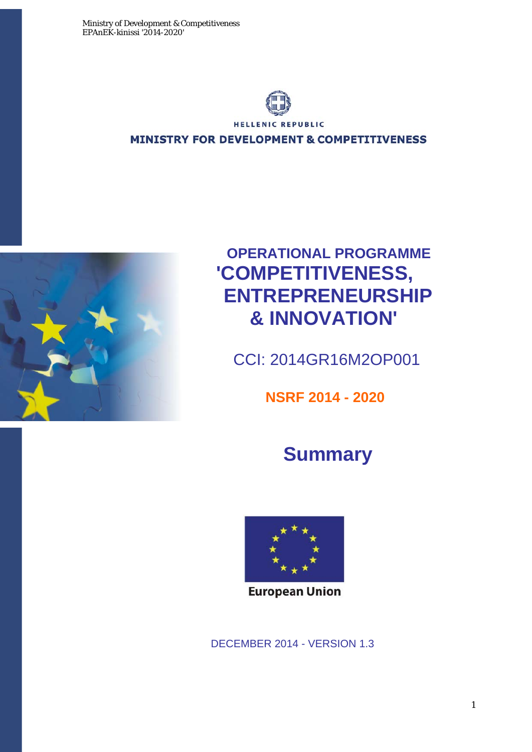Ministry of Development & Competitiveness
EPAnEK-kinissi '2014-2020'

HELLENIC REPUBLIC

**MINISTRY FOR DEVELOPMENT & COMPETITIVENESS**

# OPERATIONAL PROGRAMME 'COMPETITIVENESS, ENTREPRENEURSHIP & INNOVATION'

CCI: 2014GR16M2OP001

**NSRF 2014 - 2020**

# Summary

European Union

DECEMBER 2014 - VERSION 1.3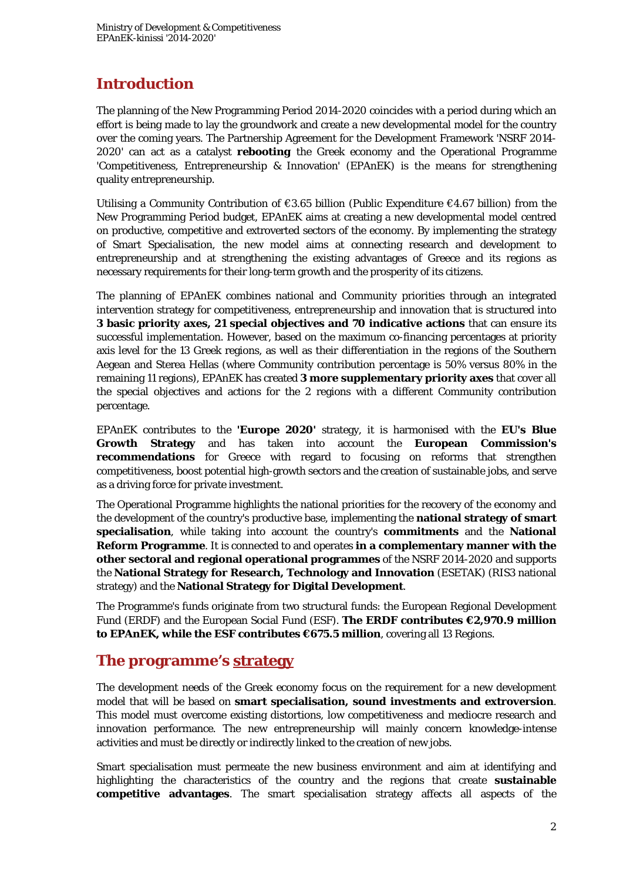## Introduction

The planning of the New Programming Period 2014-2020 coincides with a period during which an effort is being made to lay the groundwork and create a new developmental model for the country over the coming years. The Partnership Agreement for the Development Framework 'NSRF 2014-2020' can act as a catalyst **rebooting** the Greek economy and the Operational Programme 'Competitiveness, Entrepreneurship & Innovation' (EPAnEK) is the means for strengthening quality entrepreneurship.

Utilising a Community Contribution of €3.65 billion (Public Expenditure €4.67 billion) from the New Programming Period budget, EPAnEK aims at creating a new developmental model centred on productive, competitive and extroverted sectors of the economy. By implementing the strategy of Smart Specialisation, the new model aims at connecting research and development to entrepreneurship and at strengthening the existing advantages of Greece and its regions as necessary requirements for their long-term growth and the prosperity of its citizens.

The planning of EPAnEK combines national and Community priorities through an integrated intervention strategy for competitiveness, entrepreneurship and innovation that is structured into **3 basic priority axes, 21 special objectives and 70 indicative actions** that can ensure its successful implementation. However, based on the maximum co-financing percentages at priority axis level for the 13 Greek regions, as well as their differentiation in the regions of the Southern Aegean and Sterea Hellas (where Community contribution percentage is 50% versus 80% in the remaining 11 regions), EPAnEK has created **3 more supplementary priority axes** that cover all the special objectives and actions for the 2 regions with a different Community contribution percentage.

EPAnEK contributes to the **'Europe 2020'** strategy, it is harmonised with the **EU's Blue Growth Strategy** and has taken into account the **European Commission's recommendations** for Greece with regard to focusing on reforms that strengthen competitiveness, boost potential high-growth sectors and the creation of sustainable jobs, and serve as a driving force for private investment.

The Operational Programme highlights the national priorities for the recovery of the economy and the development of the country's productive base, implementing the **national strategy of smart specialisation**, while taking into account the country's **commitments** and the **National Reform Programme**. It is connected to and operates **in a complementary manner with the other sectoral and regional operational programmes** of the NSRF 2014-2020 and supports the **National Strategy for Research, Technology and Innovation** (ESETAK) (RIS3 national strategy) and the **National Strategy for Digital Development**.

The Programme's funds originate from two structural funds: the European Regional Development Fund (ERDF) and the European Social Fund (ESF). **The ERDF contributes €2,970.9 million to EPAnEK, while the ESF contributes €675.5 million**, covering all 13 Regions.

## The programme's strategy

The development needs of the Greek economy focus on the requirement for a new development model that will be based on **smart specialisation, sound investments and extroversion**. This model must overcome existing distortions, low competitiveness and mediocre research and innovation performance. The new entrepreneurship will mainly concern knowledge-intense activities and must be directly or indirectly linked to the creation of new jobs.

Smart specialisation must permeate the new business environment and aim at identifying and highlighting the characteristics of the country and the regions that create **sustainable competitive advantages**. The smart specialisation strategy affects all aspects of the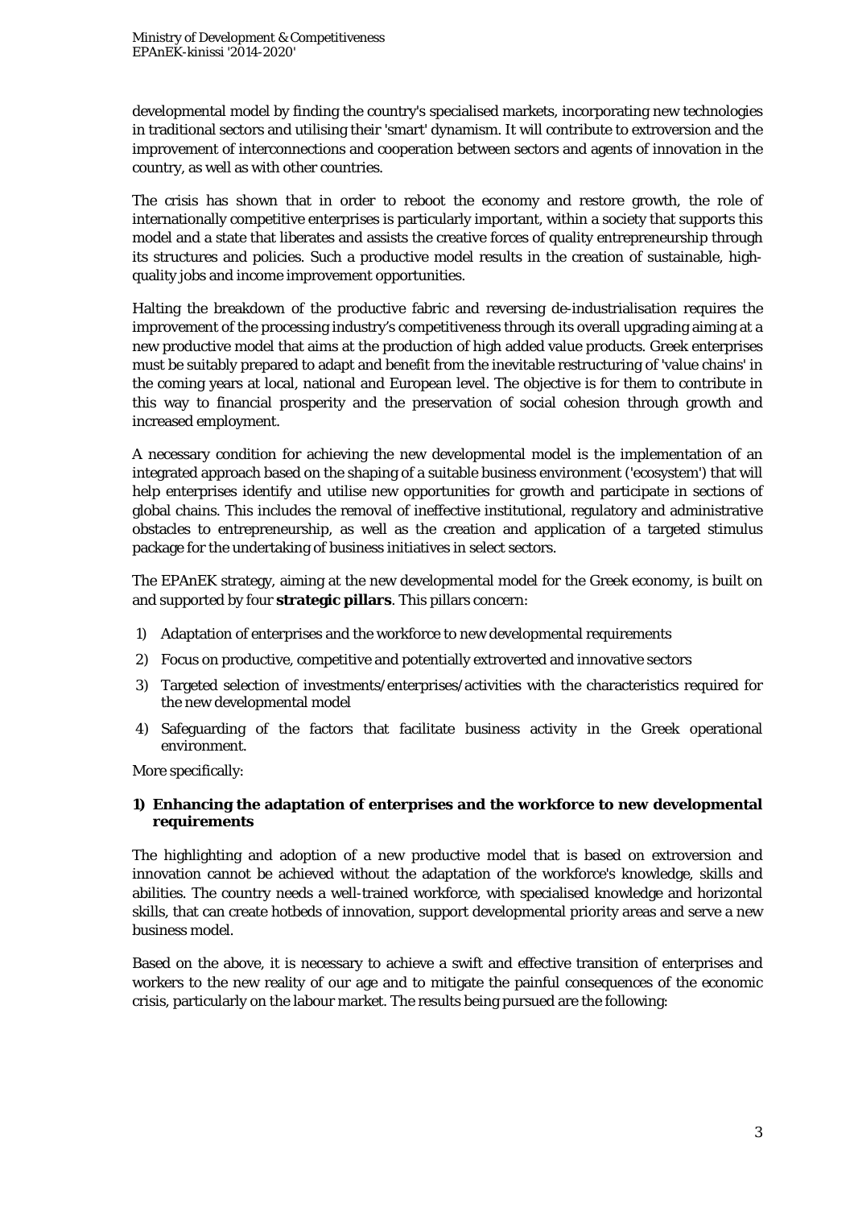developmental model by finding the country's specialised markets, incorporating new technologies in traditional sectors and utilising their 'smart' dynamism. It will contribute to extroversion and the improvement of interconnections and cooperation between sectors and agents of innovation in the country, as well as with other countries.

The crisis has shown that in order to reboot the economy and restore growth, the role of internationally competitive enterprises is particularly important, within a society that supports this model and a state that liberates and assists the creative forces of quality entrepreneurship through its structures and policies. Such a productive model results in the creation of sustainable, high-quality jobs and income improvement opportunities.

Halting the breakdown of the productive fabric and reversing de-industrialisation requires the improvement of the processing industry's competitiveness through its overall upgrading aiming at a new productive model that aims at the production of high added value products. Greek enterprises must be suitably prepared to adapt and benefit from the inevitable restructuring of 'value chains' in the coming years at local, national and European level. The objective is for them to contribute in this way to financial prosperity and the preservation of social cohesion through growth and increased employment.

A necessary condition for achieving the new developmental model is the implementation of an integrated approach based on the shaping of a suitable business environment ('ecosystem') that will help enterprises identify and utilise new opportunities for growth and participate in sections of global chains. This includes the removal of ineffective institutional, regulatory and administrative obstacles to entrepreneurship, as well as the creation and application of a targeted stimulus package for the undertaking of business initiatives in select sectors.

The EPAnEK strategy, aiming at the new developmental model for the Greek economy, is built on and supported by four **strategic pillars**. This pillars concern:

1) Adaptation of enterprises and the workforce to new developmental requirements
2) Focus on productive, competitive and potentially extroverted and innovative sectors
3) Targeted selection of investments/enterprises/activities with the characteristics required for the new developmental model
4) Safeguarding of the factors that facilitate business activity in the Greek operational environment.

More specifically:

**1) Enhancing the adaptation of enterprises and the workforce to new developmental requirements**

The highlighting and adoption of a new productive model that is based on extroversion and innovation cannot be achieved without the adaptation of the workforce's knowledge, skills and abilities. The country needs a well-trained workforce, with specialised knowledge and horizontal skills, that can create hotbeds of innovation, support developmental priority areas and serve a new business model.

Based on the above, it is necessary to achieve a swift and effective transition of enterprises and workers to the new reality of our age and to mitigate the painful consequences of the economic crisis, particularly on the labour market. The results being pursued are the following: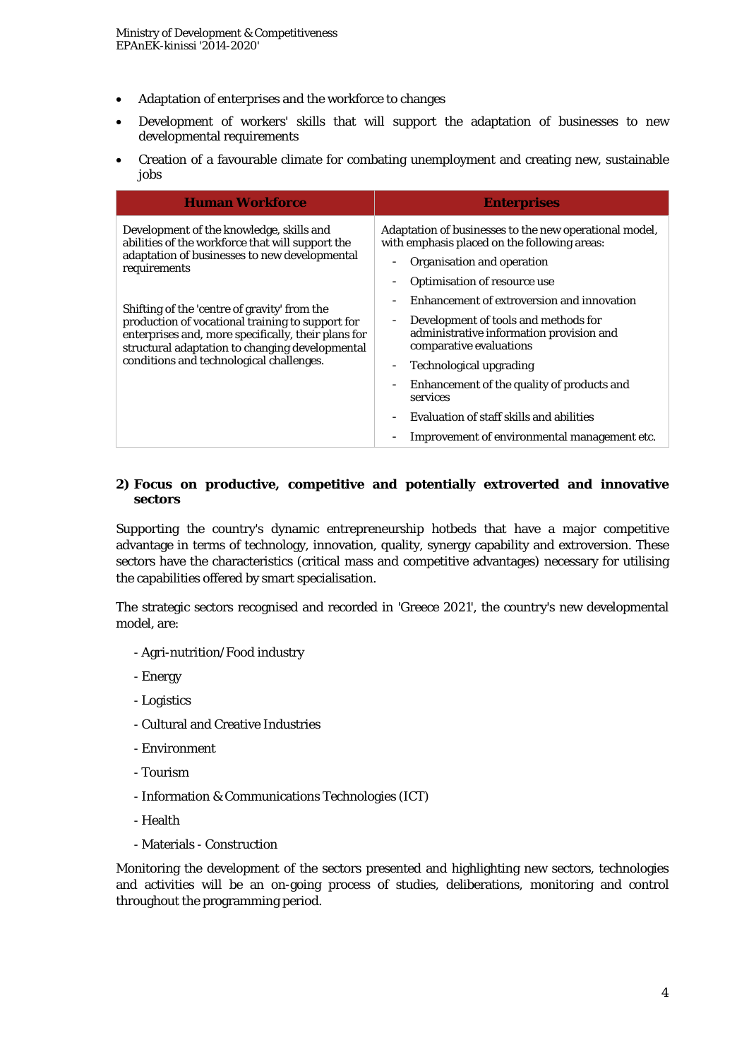- Adaptation of enterprises and the workforce to changes
- Development of workers' skills that will support the adaptation of businesses to new developmental requirements
- Creation of a favourable climate for combating unemployment and creating new, sustainable jobs

| Human Workforce | Enterprises |
|---|---|
| Development of the knowledge, skills and abilities of the workforce that will support the adaptation of businesses to new developmental requirements<br><br>Shifting of the 'centre of gravity' from the production of vocational training to support for enterprises and, more specifically, their plans for structural adaptation to changing developmental conditions and technological challenges. | Adaptation of businesses to the new operational model, with emphasis placed on the following areas:<br>- Organisation and operation<br>- Optimisation of resource use<br>- Enhancement of extroversion and innovation<br>- Development of tools and methods for administrative information provision and comparative evaluations<br>- Technological upgrading<br>- Enhancement of the quality of products and services<br>- Evaluation of staff skills and abilities<br>- Improvement of environmental management etc. |

**2) Focus on productive, competitive and potentially extroverted and innovative sectors**

Supporting the country's dynamic entrepreneurship hotbeds that have a major competitive advantage in terms of technology, innovation, quality, synergy capability and extroversion. These sectors have the characteristics (critical mass and competitive advantages) necessary for utilising the capabilities offered by smart specialisation.

The strategic sectors recognised and recorded in 'Greece 2021', the country's new developmental model, are:

- Agri-nutrition/Food industry
- Energy
- Logistics
- Cultural and Creative Industries
- Environment
- Tourism
- Information & Communications Technologies (ICT)
- Health
- Materials - Construction

Monitoring the development of the sectors presented and highlighting new sectors, technologies and activities will be an on-going process of studies, deliberations, monitoring and control throughout the programming period.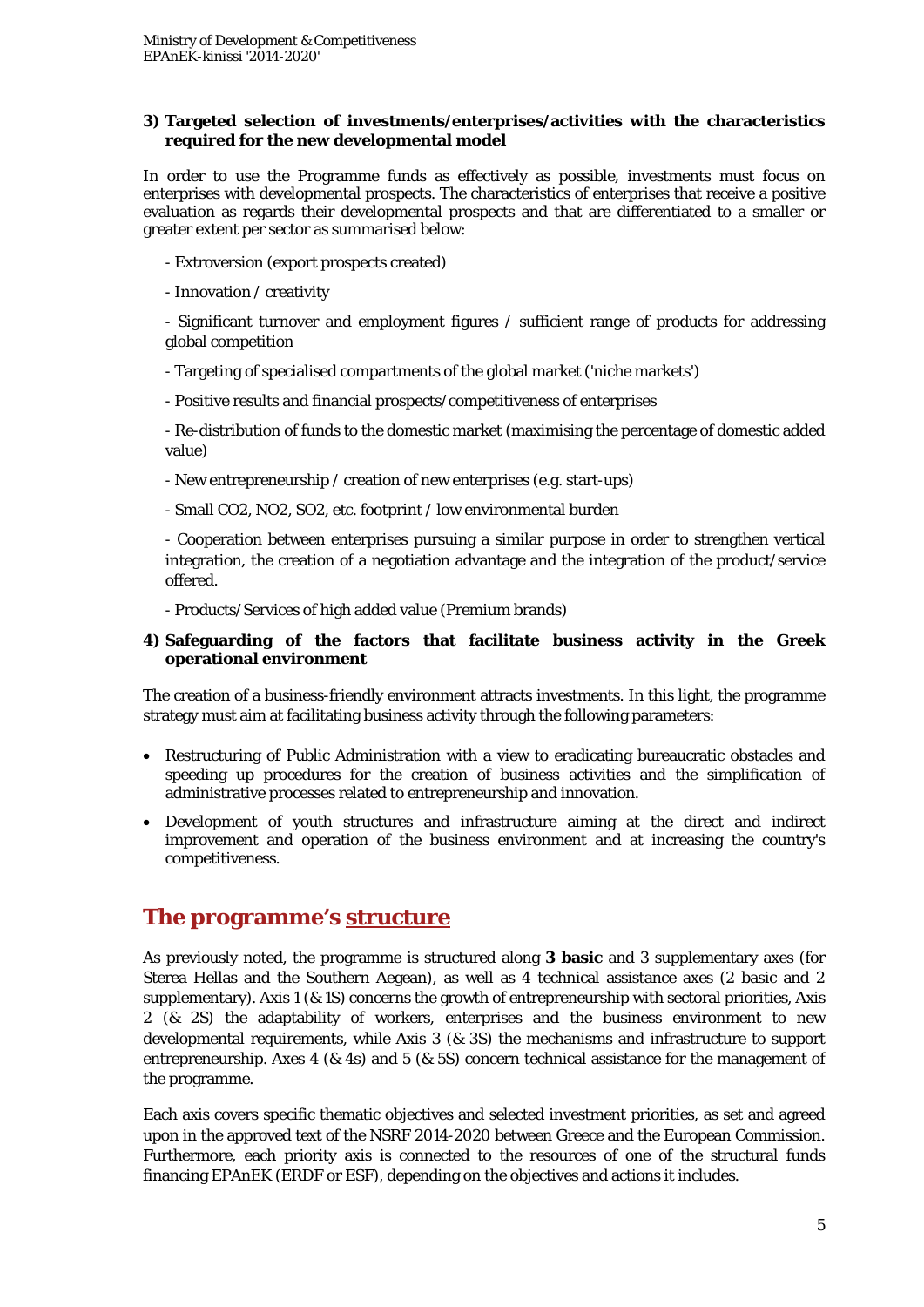**3) Targeted selection of investments/enterprises/activities with the characteristics required for the new developmental model**

In order to use the Programme funds as effectively as possible, investments must focus on enterprises with developmental prospects. The characteristics of enterprises that receive a positive evaluation as regards their developmental prospects and that are differentiated to a smaller or greater extent per sector as summarised below:

- Extroversion (export prospects created)
- Innovation / creativity
- Significant turnover and employment figures / sufficient range of products for addressing global competition
- Targeting of specialised compartments of the global market ('niche markets')
- Positive results and financial prospects/competitiveness of enterprises
- Re-distribution of funds to the domestic market (maximising the percentage of domestic added value)
- New entrepreneurship / creation of new enterprises (e.g. start-ups)
- Small $CO_2$, $NO_2$, $SO_2$, etc. footprint / low environmental burden
- Cooperation between enterprises pursuing a similar purpose in order to strengthen vertical integration, the creation of a negotiation advantage and the integration of the product/service offered.
- Products/Services of high added value (Premium brands)

**4) Safeguarding of the factors that facilitate business activity in the Greek operational environment**

The creation of a business-friendly environment attracts investments. In this light, the programme strategy must aim at facilitating business activity through the following parameters:

- Restructuring of Public Administration with a view to eradicating bureaucratic obstacles and speeding up procedures for the creation of business activities and the simplification of administrative processes related to entrepreneurship and innovation.
- Development of youth structures and infrastructure aiming at the direct and indirect improvement and operation of the business environment and at increasing the country's competitiveness.

## The programme's structure

As previously noted, the programme is structured along **3 basic** and 3 supplementary axes (for Sterea Hellas and the Southern Aegean), as well as 4 technical assistance axes (2 basic and 2 supplementary). Axis 1 (& 1S) concerns the growth of entrepreneurship with sectoral priorities, Axis 2 (& 2S) the adaptability of workers, enterprises and the business environment to new developmental requirements, while Axis 3 (& 3S) the mechanisms and infrastructure to support entrepreneurship. Axes 4 (& 4s) and 5 (& 5S) concern technical assistance for the management of the programme.

Each axis covers specific thematic objectives and selected investment priorities, as set and agreed upon in the approved text of the NSRF 2014-2020 between Greece and the European Commission. Furthermore, each priority axis is connected to the resources of one of the structural funds financing EPAnEK (ERDF or ESF), depending on the objectives and actions it includes.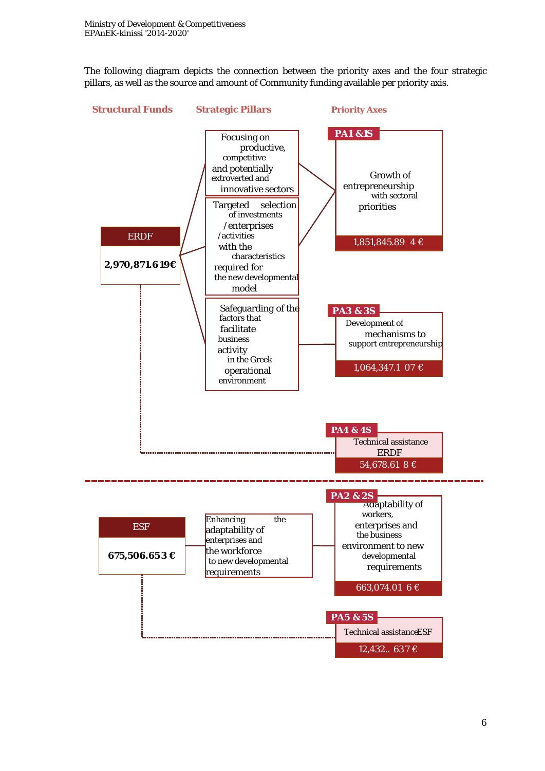The following diagram depicts the connection between the priority axes and the four strategic pillars, as well as the source and amount of Community funding available per priority axis.

| Structural Funds | Strategic Pillars | Priority Axes |
|---|---|---|
| ERDF 2,970,871.619€ | Focusing on productive, competitive and potentially extroverted and innovative sectors | PA1 &1S Growth of entrepreneurship with sectoral priorities 1,851,845.894 € |
| | Targeted selection of investments /enterprises /activities with the characteristics required for the new developmental model | PA1 &1S Growth of entrepreneurship with sectoral priorities 1,851,845.894 € |
| | Safeguarding of the factors that facilitate business activity in the Greek operational environment | PA3 & 3S Development of mechanisms to support entrepreneurship 1,064,347.107 € |
| | | PA4 & 4S Technical assistance ERDF 54,678.618 € |
| ESF 675,506.653 € | Enhancing the adaptability of enterprises and the workforce to new developmental requirements | PA2 & 2S Adaptability of workers, enterprises and the business environment to new developmental requirements 663,074.016 € |
| | | PA5 & 5S Technical assistance ESF 12,432..637 € |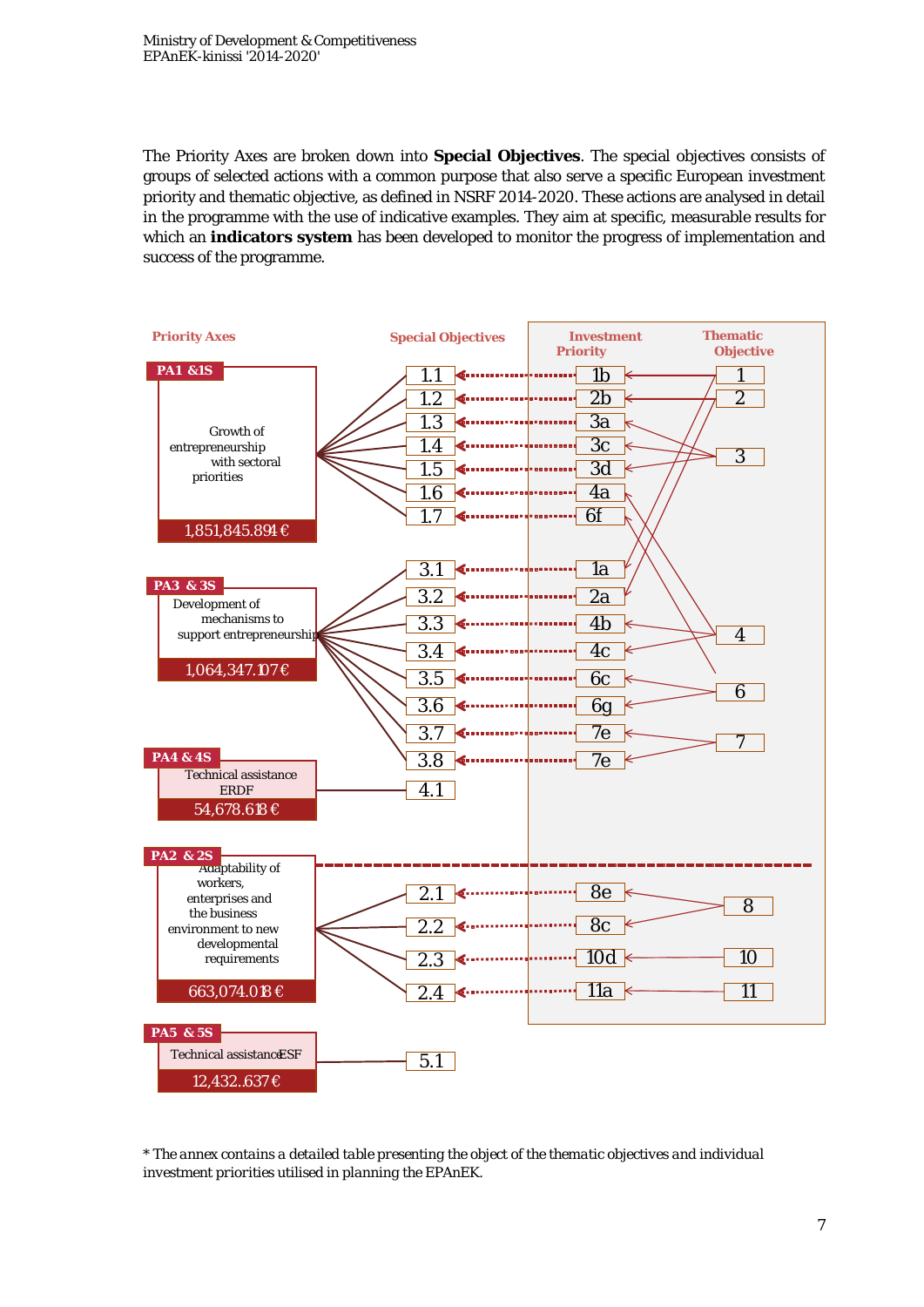The Priority Axes are broken down into **Special Objectives**. The special objectives consists of groups of selected actions with a common purpose that also serve a specific European investment priority and thematic objective, as defined in NSRF 2014-2020. These actions are analysed in detail in the programme with the use of indicative examples. They aim at specific, measurable results for which an **indicators system** has been developed to monitor the progress of implementation and success of the programme.

| Priority Axes | Special Objectives | Investment Priority | Thematic Objective |
|---|---|---|---|
| PA1 & 1S – Growth of entrepreneurship with sectoral priorities – 1,851,845.894 € | 1.1 | 1b | 1 |
| | 1.2 | 2b | 2 |
| | 1.3 | 3a | 3 |
| | 1.4 | 3c | 3 |
| | 1.5 | 3d | 3 |
| | 1.6 | 4a | 4 |
| | 1.7 | 6f | 6 |
| PA3 & 3S – Development of mechanisms to support entrepreneurship – 1,064,347.107 € | 3.1 | 1a | 1 |
| | 3.2 | 2a | 2 |
| | 3.3 | 4b | 4 |
| | 3.4 | 4c | 4 |
| | 3.5 | 6c | 6 |
| | 3.6 | 6g | 6 |
| | 3.7 | 7e | 7 |
| | 3.8 | 7e | 7 |
| PA4 & 4S – Technical assistance ERDF – 54,678.618 € | 4.1 | | |
| PA2 & 2S – Adaptability of workers, enterprises and the business environment to new developmental requirements – 663,074.018 € | 2.1 | 8e | 8 |
| | 2.2 | 8c | 8 |
| | 2.3 | 10d | 10 |
| | 2.4 | 11a | 11 |
| PA5 & 5S – Technical assistance ESF – 12,432..637 € | 5.1 | | |

*\* The annex contains a detailed table presenting the object of the thematic objectives and individual investment priorities utilised in planning the EPAnEK.*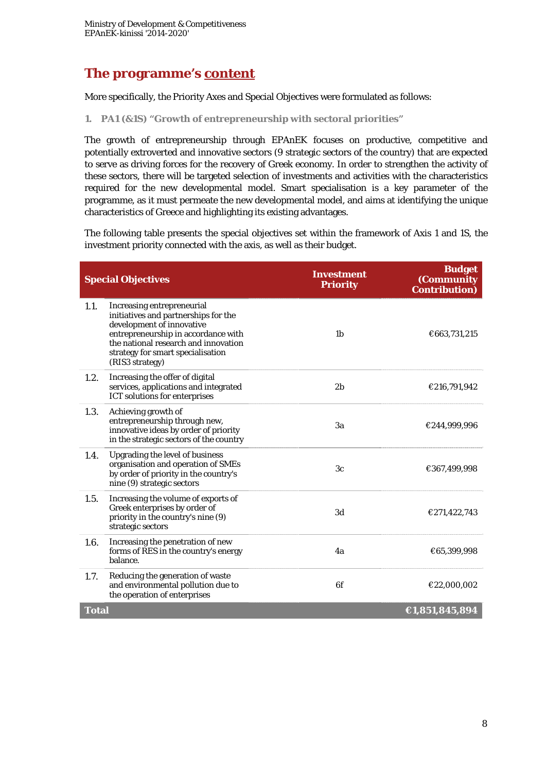## The programme's content

More specifically, the Priority Axes and Special Objectives were formulated as follows:

### 1. PA1 (&1S) "Growth of entrepreneurship with sectoral priorities"

The growth of entrepreneurship through EPAnEK focuses on productive, competitive and potentially extroverted and innovative sectors (9 strategic sectors of the country) that are expected to serve as driving forces for the recovery of Greek economy. In order to strengthen the activity of these sectors, there will be targeted selection of investments and activities with the characteristics required for the new developmental model. Smart specialisation is a key parameter of the programme, as it must permeate the new developmental model, and aims at identifying the unique characteristics of Greece and highlighting its existing advantages.

The following table presents the special objectives set within the framework of Axis 1 and 1S, the investment priority connected with the axis, as well as their budget.

| Special Objectives | | Investment Priority | Budget (Community Contribution) |
|---|---|---|---|
| 1.1. | Increasing entrepreneurial initiatives and partnerships for the development of innovative entrepreneurship in accordance with the national research and innovation strategy for smart specialisation (RIS3 strategy) | 1b | €663,731,215 |
| 1.2. | Increasing the offer of digital services, applications and integrated ICT solutions for enterprises | 2b | €216,791,942 |
| 1.3. | Achieving growth of entrepreneurship through new, innovative ideas by order of priority in the strategic sectors of the country | 3a | €244,999,996 |
| 1.4. | Upgrading the level of business organisation and operation of SMEs by order of priority in the country's nine (9) strategic sectors | 3c | €367,499,998 |
| 1.5. | Increasing the volume of exports of Greek enterprises by order of priority in the country's nine (9) strategic sectors | 3d | €271,422,743 |
| 1.6. | Increasing the penetration of new forms of RES in the country's energy balance. | 4a | €65,399,998 |
| 1.7. | Reducing the generation of waste and environmental pollution due to the operation of enterprises | 6f | €22,000,002 |
| **Total** | | | **€1,851,845,894** |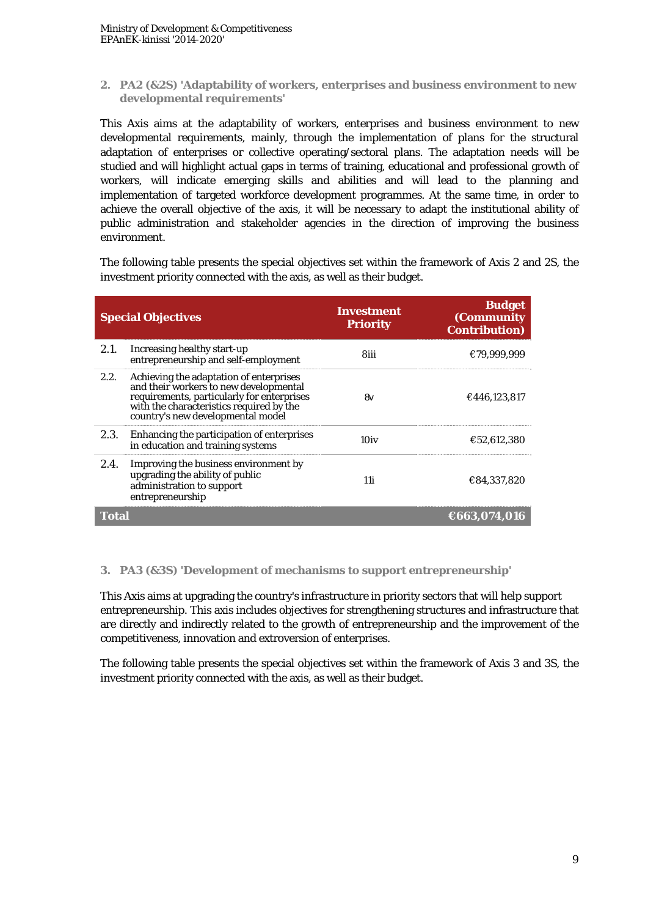## 2. PA2 (&2S) 'Adaptability of workers, enterprises and business environment to new developmental requirements'

This Axis aims at the adaptability of workers, enterprises and business environment to new developmental requirements, mainly, through the implementation of plans for the structural adaptation of enterprises or collective operating/sectoral plans. The adaptation needs will be studied and will highlight actual gaps in terms of training, educational and professional growth of workers, will indicate emerging skills and abilities and will lead to the planning and implementation of targeted workforce development programmes. At the same time, in order to achieve the overall objective of the axis, it will be necessary to adapt the institutional ability of public administration and stakeholder agencies in the direction of improving the business environment.

The following table presents the special objectives set within the framework of Axis 2 and 2S, the investment priority connected with the axis, as well as their budget.

| Special Objectives | | Investment Priority | Budget (Community Contribution) |
|---|---|---|---|
| 2.1. | Increasing healthy start-up entrepreneurship and self-employment | 8iii | €79,999,999 |
| 2.2. | Achieving the adaptation of enterprises and their workers to new developmental requirements, particularly for enterprises with the characteristics required by the country's new developmental model | 8v | €446,123,817 |
| 2.3. | Enhancing the participation of enterprises in education and training systems | 10iv | €52,612,380 |
| 2.4. | Improving the business environment by upgrading the ability of public administration to support entrepreneurship | 11i | €84,337,820 |
| **Total** | | | **€663,074,016** |

## 3. PA3 (&3S) 'Development of mechanisms to support entrepreneurship'

This Axis aims at upgrading the country's infrastructure in priority sectors that will help support entrepreneurship. This axis includes objectives for strengthening structures and infrastructure that are directly and indirectly related to the growth of entrepreneurship and the improvement of the competitiveness, innovation and extroversion of enterprises.

The following table presents the special objectives set within the framework of Axis 3 and 3S, the investment priority connected with the axis, as well as their budget.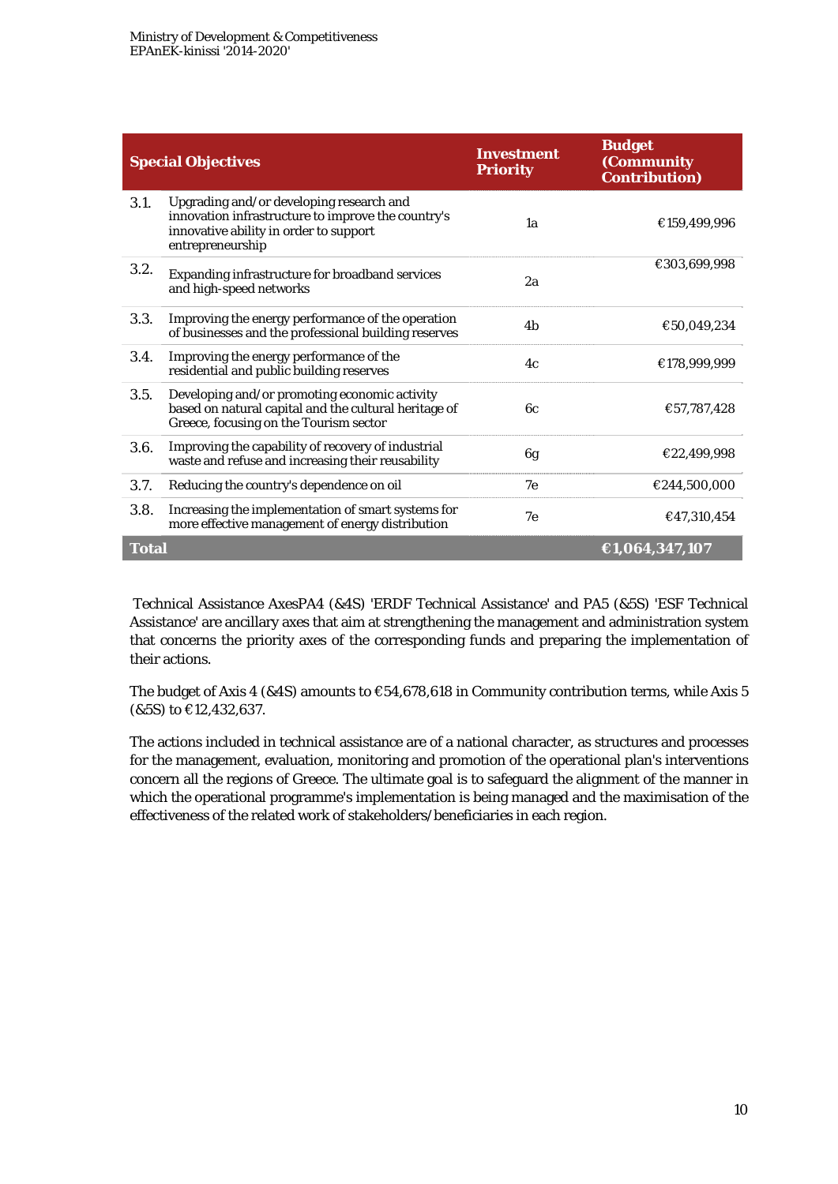| Special Objectives | | Investment Priority | Budget (Community Contribution) |
|---|---|---|---|
| 3.1. | Upgrading and/or developing research and innovation infrastructure to improve the country's innovative ability in order to support entrepreneurship | 1a | €159,499,996 |
| 3.2. | Expanding infrastructure for broadband services and high-speed networks | 2a | €303,699,998 |
| 3.3. | Improving the energy performance of the operation of businesses and the professional building reserves | 4b | €50,049,234 |
| 3.4. | Improving the energy performance of the residential and public building reserves | 4c | €178,999,999 |
| 3.5. | Developing and/or promoting economic activity based on natural capital and the cultural heritage of Greece, focusing on the Tourism sector | 6c | €57,787,428 |
| 3.6. | Improving the capability of recovery of industrial waste and refuse and increasing their reusability | 6g | €22,499,998 |
| 3.7. | Reducing the country's dependence on oil | 7e | €244,500,000 |
| 3.8. | Increasing the implementation of smart systems for more effective management of energy distribution | 7e | €47,310,454 |
| **Total** | | | **€1,064,347,107** |

Technical Assistance AxesPA4 (&4S) 'ERDF Technical Assistance' and PA5 (&5S) 'ESF Technical Assistance' are ancillary axes that aim at strengthening the management and administration system that concerns the priority axes of the corresponding funds and preparing the implementation of their actions.

The budget of Axis 4 (&4S) amounts to €54,678,618 in Community contribution terms, while Axis 5 (&5S) to €12,432,637.

The actions included in technical assistance are of a national character, as structures and processes for the management, evaluation, monitoring and promotion of the operational plan's interventions concern all the regions of Greece. The ultimate goal is to safeguard the alignment of the manner in which the operational programme's implementation is being managed and the maximisation of the effectiveness of the related work of stakeholders/beneficiaries in each region.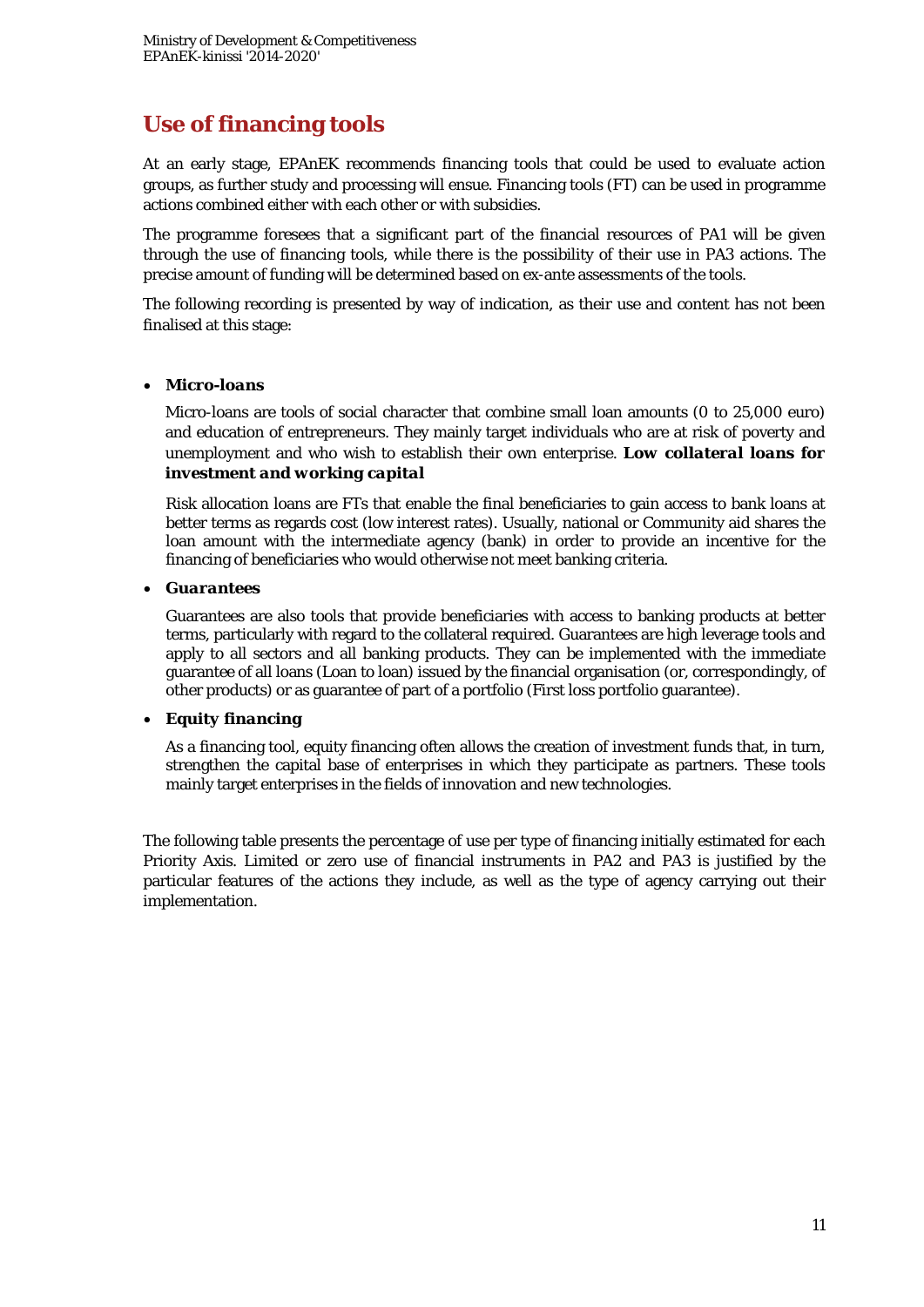## Use of financing tools

At an early stage, EPAnEK recommends financing tools that could be used to evaluate action groups, as further study and processing will ensue. Financing tools (FT) can be used in programme actions combined either with each other or with subsidies.

The programme foresees that a significant part of the financial resources of PA1 will be given through the use of financing tools, while there is the possibility of their use in PA3 actions. The precise amount of funding will be determined based on ex-ante assessments of the tools.

The following recording is presented by way of indication, as their use and content has not been finalised at this stage:

- ***Micro-loans***

  Micro-loans are tools of social character that combine small loan amounts (0 to 25,000 euro) and education of entrepreneurs. They mainly target individuals who are at risk of poverty and unemployment and who wish to establish their own enterprise. ***Low collateral loans for investment and working capital***

  Risk allocation loans are FTs that enable the final beneficiaries to gain access to bank loans at better terms as regards cost (low interest rates). Usually, national or Community aid shares the loan amount with the intermediate agency (bank) in order to provide an incentive for the financing of beneficiaries who would otherwise not meet banking criteria.

- ***Guarantees***

  Guarantees are also tools that provide beneficiaries with access to banking products at better terms, particularly with regard to the collateral required. Guarantees are high leverage tools and apply to all sectors and all banking products. They can be implemented with the immediate guarantee of all loans (Loan to loan) issued by the financial organisation (or, correspondingly, of other products) or as guarantee of part of a portfolio (First loss portfolio guarantee).

- ***Equity financing***

  As a financing tool, equity financing often allows the creation of investment funds that, in turn, strengthen the capital base of enterprises in which they participate as partners. These tools mainly target enterprises in the fields of innovation and new technologies.

The following table presents the percentage of use per type of financing initially estimated for each Priority Axis. Limited or zero use of financial instruments in PA2 and PA3 is justified by the particular features of the actions they include, as well as the type of agency carrying out their implementation.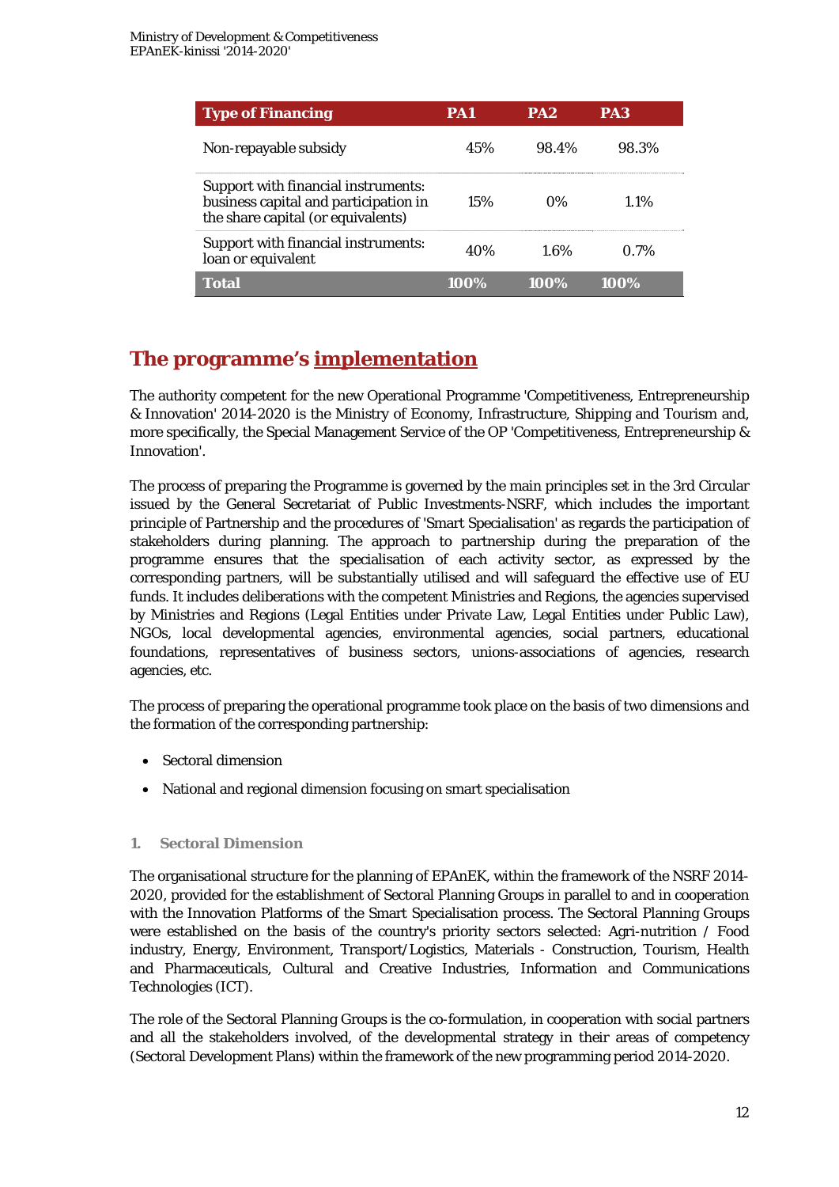| Type of Financing | PA1 | PA2 | PA3 |
| --- | --- | --- | --- |
| Non-repayable subsidy | 45% | 98.4% | 98.3% |
| Support with financial instruments: business capital and participation in the share capital (or equivalents) | 15% | 0% | 1.1% |
| Support with financial instruments: loan or equivalent | 40% | 1.6% | 0.7% |
| **Total** | **100%** | **100%** | **100%** |

## The programme's implementation

The authority competent for the new Operational Programme 'Competitiveness, Entrepreneurship & Innovation' 2014-2020 is the Ministry of Economy, Infrastructure, Shipping and Tourism and, more specifically, the Special Management Service of the OP 'Competitiveness, Entrepreneurship & Innovation'.

The process of preparing the Programme is governed by the main principles set in the 3rd Circular issued by the General Secretariat of Public Investments-NSRF, which includes the important principle of Partnership and the procedures of 'Smart Specialisation' as regards the participation of stakeholders during planning. The approach to partnership during the preparation of the programme ensures that the specialisation of each activity sector, as expressed by the corresponding partners, will be substantially utilised and will safeguard the effective use of EU funds. It includes deliberations with the competent Ministries and Regions, the agencies supervised by Ministries and Regions (Legal Entities under Private Law, Legal Entities under Public Law), NGOs, local developmental agencies, environmental agencies, social partners, educational foundations, representatives of business sectors, unions-associations of agencies, research agencies, etc.

The process of preparing the operational programme took place on the basis of two dimensions and the formation of the corresponding partnership:

- Sectoral dimension
- National and regional dimension focusing on smart specialisation

### 1. Sectoral Dimension

The organisational structure for the planning of EPAnEK, within the framework of the NSRF 2014-2020, provided for the establishment of Sectoral Planning Groups in parallel to and in cooperation with the Innovation Platforms of the Smart Specialisation process. The Sectoral Planning Groups were established on the basis of the country's priority sectors selected: Agri-nutrition / Food industry, Energy, Environment, Transport/Logistics, Materials - Construction, Tourism, Health and Pharmaceuticals, Cultural and Creative Industries, Information and Communications Technologies (ICT).

The role of the Sectoral Planning Groups is the co-formulation, in cooperation with social partners and all the stakeholders involved, of the developmental strategy in their areas of competency (Sectoral Development Plans) within the framework of the new programming period 2014-2020.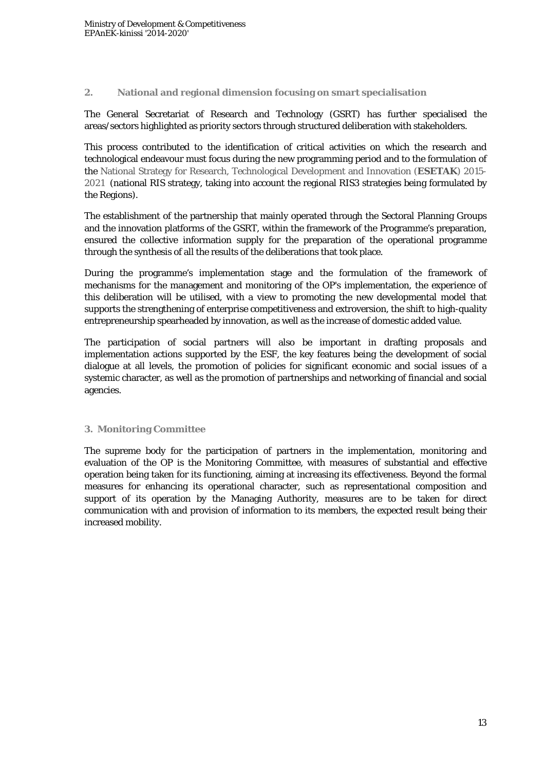## 2. National and regional dimension focusing on smart specialisation

The General Secretariat of Research and Technology (GSRT) has further specialised the areas/sectors highlighted as priority sectors through structured deliberation with stakeholders.

This process contributed to the identification of critical activities on which the research and technological endeavour must focus during the new programming period and to the formulation of the National Strategy for Research, Technological Development and Innovation (**ESETAK**) 2015-2021 (national RIS strategy, taking into account the regional RIS3 strategies being formulated by the Regions).

The establishment of the partnership that mainly operated through the Sectoral Planning Groups and the innovation platforms of the GSRT, within the framework of the Programme's preparation, ensured the collective information supply for the preparation of the operational programme through the synthesis of all the results of the deliberations that took place.

During the programme's implementation stage and the formulation of the framework of mechanisms for the management and monitoring of the OP's implementation, the experience of this deliberation will be utilised, with a view to promoting the new developmental model that supports the strengthening of enterprise competitiveness and extroversion, the shift to high-quality entrepreneurship spearheaded by innovation, as well as the increase of domestic added value.

The participation of social partners will also be important in drafting proposals and implementation actions supported by the ESF, the key features being the development of social dialogue at all levels, the promotion of policies for significant economic and social issues of a systemic character, as well as the promotion of partnerships and networking of financial and social agencies.

## 3. Monitoring Committee

The supreme body for the participation of partners in the implementation, monitoring and evaluation of the OP is the Monitoring Committee, with measures of substantial and effective operation being taken for its functioning, aiming at increasing its effectiveness. Beyond the formal measures for enhancing its operational character, such as representational composition and support of its operation by the Managing Authority, measures are to be taken for direct communication with and provision of information to its members, the expected result being their increased mobility.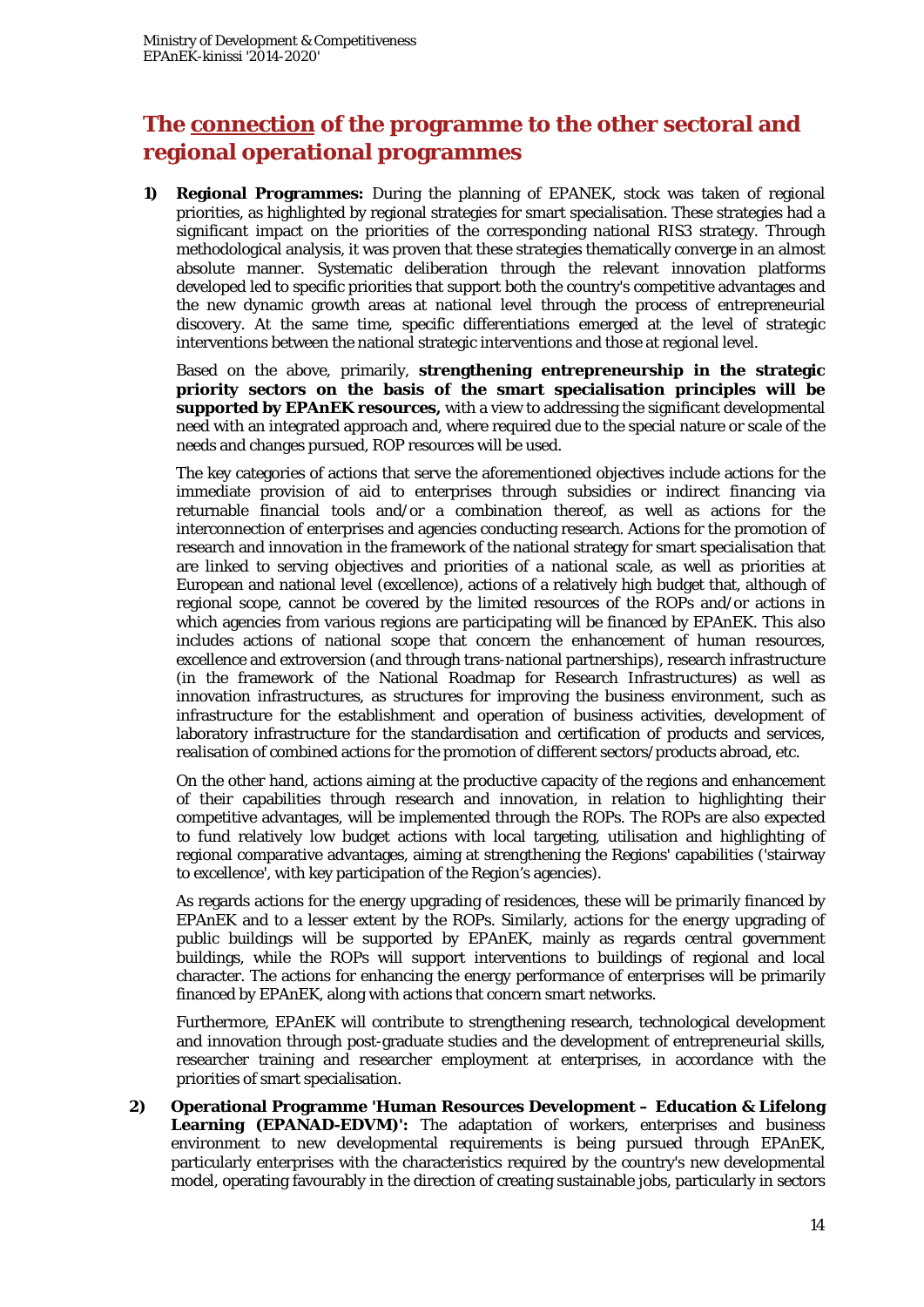## The <u>connection</u> of the programme to the other sectoral and regional operational programmes

1) **Regional Programmes:** During the planning of EPANEK, stock was taken of regional priorities, as highlighted by regional strategies for smart specialisation. These strategies had a significant impact on the priorities of the corresponding national RIS3 strategy. Through methodological analysis, it was proven that these strategies thematically converge in an almost absolute manner. Systematic deliberation through the relevant innovation platforms developed led to specific priorities that support both the country's competitive advantages and the new dynamic growth areas at national level through the process of entrepreneurial discovery. At the same time, specific differentiations emerged at the level of strategic interventions between the national strategic interventions and those at regional level.

   Based on the above, primarily, **strengthening entrepreneurship in the strategic priority sectors on the basis of the smart specialisation principles will be supported by EPAnEK resources,** with a view to addressing the significant developmental need with an integrated approach and, where required due to the special nature or scale of the needs and changes pursued, ROP resources will be used.

   The key categories of actions that serve the aforementioned objectives include actions for the immediate provision of aid to enterprises through subsidies or indirect financing via returnable financial tools and/or a combination thereof, as well as actions for the interconnection of enterprises and agencies conducting research. Actions for the promotion of research and innovation in the framework of the national strategy for smart specialisation that are linked to serving objectives and priorities of a national scale, as well as priorities at European and national level (excellence), actions of a relatively high budget that, although of regional scope, cannot be covered by the limited resources of the ROPs and/or actions in which agencies from various regions are participating will be financed by EPAnEK. This also includes actions of national scope that concern the enhancement of human resources, excellence and extroversion (and through trans-national partnerships), research infrastructure (in the framework of the National Roadmap for Research Infrastructures) as well as innovation infrastructures, as structures for improving the business environment, such as infrastructure for the establishment and operation of business activities, development of laboratory infrastructure for the standardisation and certification of products and services, realisation of combined actions for the promotion of different sectors/products abroad, etc.

   On the other hand, actions aiming at the productive capacity of the regions and enhancement of their capabilities through research and innovation, in relation to highlighting their competitive advantages, will be implemented through the ROPs. The ROPs are also expected to fund relatively low budget actions with local targeting, utilisation and highlighting of regional comparative advantages, aiming at strengthening the Regions' capabilities ('stairway to excellence', with key participation of the Region's agencies).

   As regards actions for the energy upgrading of residences, these will be primarily financed by EPAnEK and to a lesser extent by the ROPs. Similarly, actions for the energy upgrading of public buildings will be supported by EPAnEK, mainly as regards central government buildings, while the ROPs will support interventions to buildings of regional and local character. The actions for enhancing the energy performance of enterprises will be primarily financed by EPAnEK, along with actions that concern smart networks.

   Furthermore, EPAnEK will contribute to strengthening research, technological development and innovation through post-graduate studies and the development of entrepreneurial skills, researcher training and researcher employment at enterprises, in accordance with the priorities of smart specialisation.

2) **Operational Programme 'Human Resources Development – Education & Lifelong Learning (EPANAD-EDVM)':** The adaptation of workers, enterprises and business environment to new developmental requirements is being pursued through EPAnEK, particularly enterprises with the characteristics required by the country's new developmental model, operating favourably in the direction of creating sustainable jobs, particularly in sectors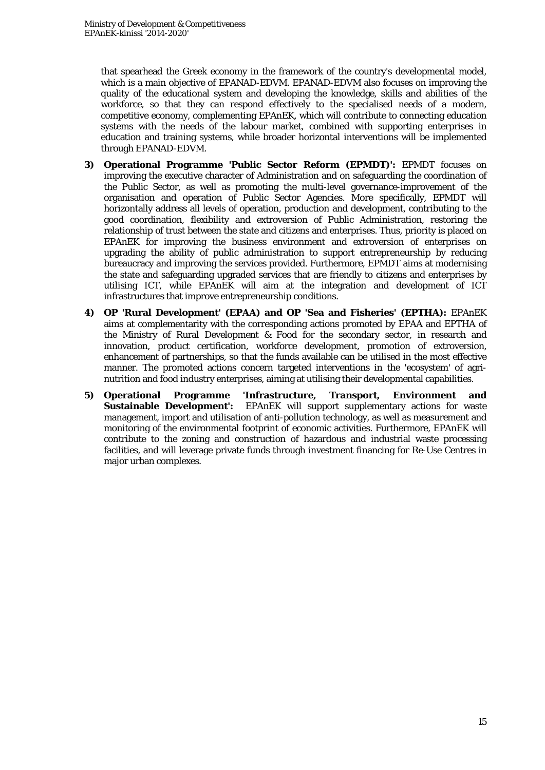that spearhead the Greek economy in the framework of the country's developmental model, which is a main objective of EPANAD-EDVM. EPANAD-EDVM also focuses on improving the quality of the educational system and developing the knowledge, skills and abilities of the workforce, so that they can respond effectively to the specialised needs of a modern, competitive economy, complementing EPAnEK, which will contribute to connecting education systems with the needs of the labour market, combined with supporting enterprises in education and training systems, while broader horizontal interventions will be implemented through EPANAD-EDVM.

3) **Operational Programme 'Public Sector Reform (EPMDT)':** EPMDT focuses on improving the executive character of Administration and on safeguarding the coordination of the Public Sector, as well as promoting the multi-level governance-improvement of the organisation and operation of Public Sector Agencies. More specifically, EPMDT will horizontally address all levels of operation, production and development, contributing to the good coordination, flexibility and extroversion of Public Administration, restoring the relationship of trust between the state and citizens and enterprises. Thus, priority is placed on EPAnEK for improving the business environment and extroversion of enterprises on upgrading the ability of public administration to support entrepreneurship by reducing bureaucracy and improving the services provided. Furthermore, EPMDT aims at modernising the state and safeguarding upgraded services that are friendly to citizens and enterprises by utilising ICT, while EPAnEK will aim at the integration and development of ICT infrastructures that improve entrepreneurship conditions.

4) **OP 'Rural Development' (EPAA) and OP 'Sea and Fisheries' (EPTHA):** EPAnEK aims at complementarity with the corresponding actions promoted by EPAA and EPTHA of the Ministry of Rural Development & Food for the secondary sector, in research and innovation, product certification, workforce development, promotion of extroversion, enhancement of partnerships, so that the funds available can be utilised in the most effective manner. The promoted actions concern targeted interventions in the 'ecosystem' of agri-nutrition and food industry enterprises, aiming at utilising their developmental capabilities.

5) **Operational Programme 'Infrastructure, Transport, Environment and Sustainable Development':** EPAnEK will support supplementary actions for waste management, import and utilisation of anti-pollution technology, as well as measurement and monitoring of the environmental footprint of economic activities. Furthermore, EPAnEK will contribute to the zoning and construction of hazardous and industrial waste processing facilities, and will leverage private funds through investment financing for Re-Use Centres in major urban complexes.